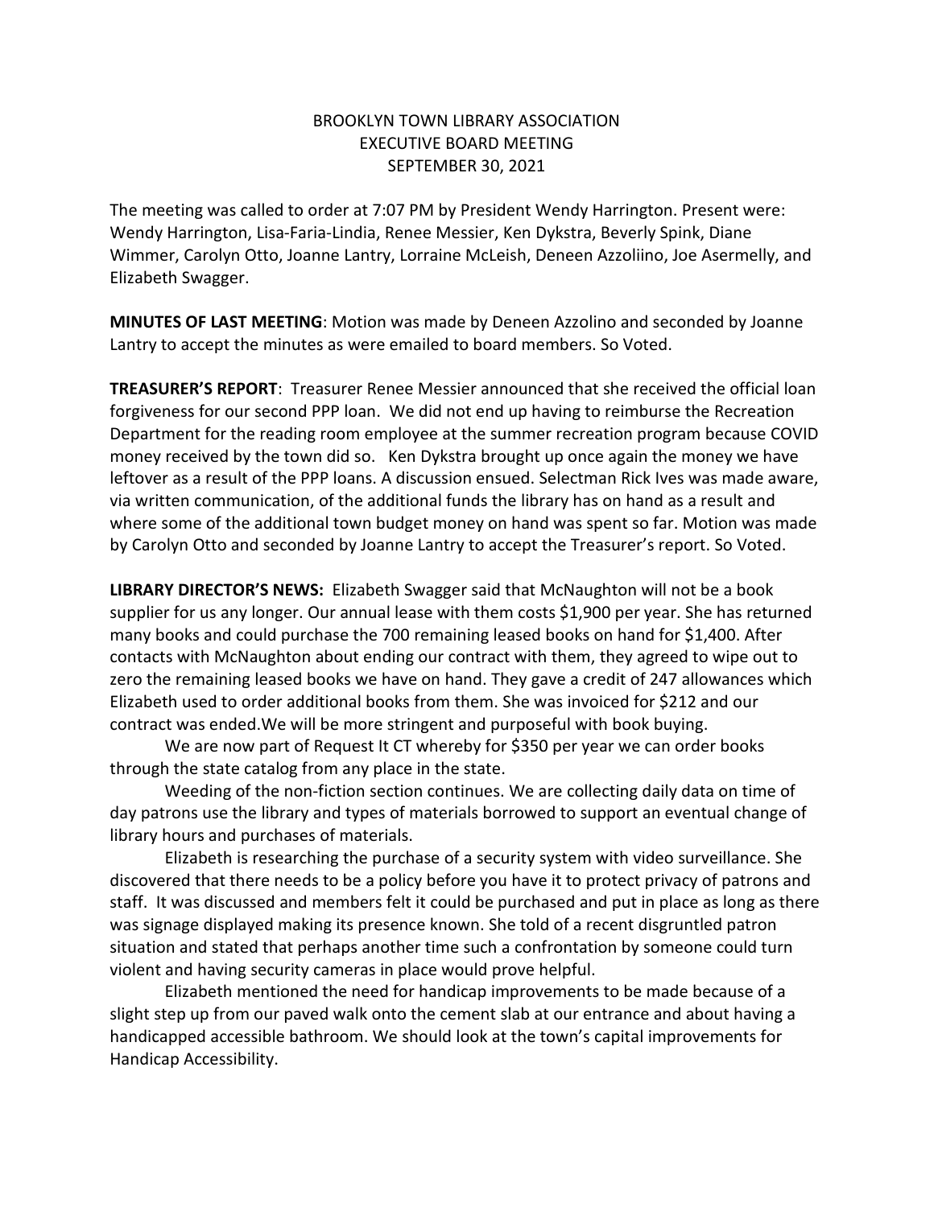BROOKLYN TOWN LIBRARY ASSOCIATION
EXECUTIVE BOARD MEETING
SEPTEMBER 30, 2021

The meeting was called to order at 7:07 PM by President Wendy Harrington. Present were: Wendy Harrington, Lisa-Faria-Lindia, Renee Messier, Ken Dykstra, Beverly Spink, Diane Wimmer, Carolyn Otto, Joanne Lantry, Lorraine McLeish, Deneen Azzoliino, Joe Asermelly, and Elizabeth Swagger.

**MINUTES OF LAST MEETING**: Motion was made by Deneen Azzolino and seconded by Joanne Lantry to accept the minutes as were emailed to board members. So Voted.

**TREASURER'S REPORT**: Treasurer Renee Messier announced that she received the official loan forgiveness for our second PPP loan. We did not end up having to reimburse the Recreation Department for the reading room employee at the summer recreation program because COVID money received by the town did so. Ken Dykstra brought up once again the money we have leftover as a result of the PPP loans. A discussion ensued. Selectman Rick Ives was made aware, via written communication, of the additional funds the library has on hand as a result and where some of the additional town budget money on hand was spent so far. Motion was made by Carolyn Otto and seconded by Joanne Lantry to accept the Treasurer's report. So Voted.

**LIBRARY DIRECTOR'S NEWS:** Elizabeth Swagger said that McNaughton will not be a book supplier for us any longer. Our annual lease with them costs $1,900 per year. She has returned many books and could purchase the 700 remaining leased books on hand for $1,400. After contacts with McNaughton about ending our contract with them, they agreed to wipe out to zero the remaining leased books we have on hand. They gave a credit of 247 allowances which Elizabeth used to order additional books from them. She was invoiced for $212 and our contract was ended.We will be more stringent and purposeful with book buying.

We are now part of Request It CT whereby for $350 per year we can order books through the state catalog from any place in the state.

Weeding of the non-fiction section continues. We are collecting daily data on time of day patrons use the library and types of materials borrowed to support an eventual change of library hours and purchases of materials.

Elizabeth is researching the purchase of a security system with video surveillance. She discovered that there needs to be a policy before you have it to protect privacy of patrons and staff. It was discussed and members felt it could be purchased and put in place as long as there was signage displayed making its presence known. She told of a recent disgruntled patron situation and stated that perhaps another time such a confrontation by someone could turn violent and having security cameras in place would prove helpful.

Elizabeth mentioned the need for handicap improvements to be made because of a slight step up from our paved walk onto the cement slab at our entrance and about having a handicapped accessible bathroom. We should look at the town's capital improvements for Handicap Accessibility.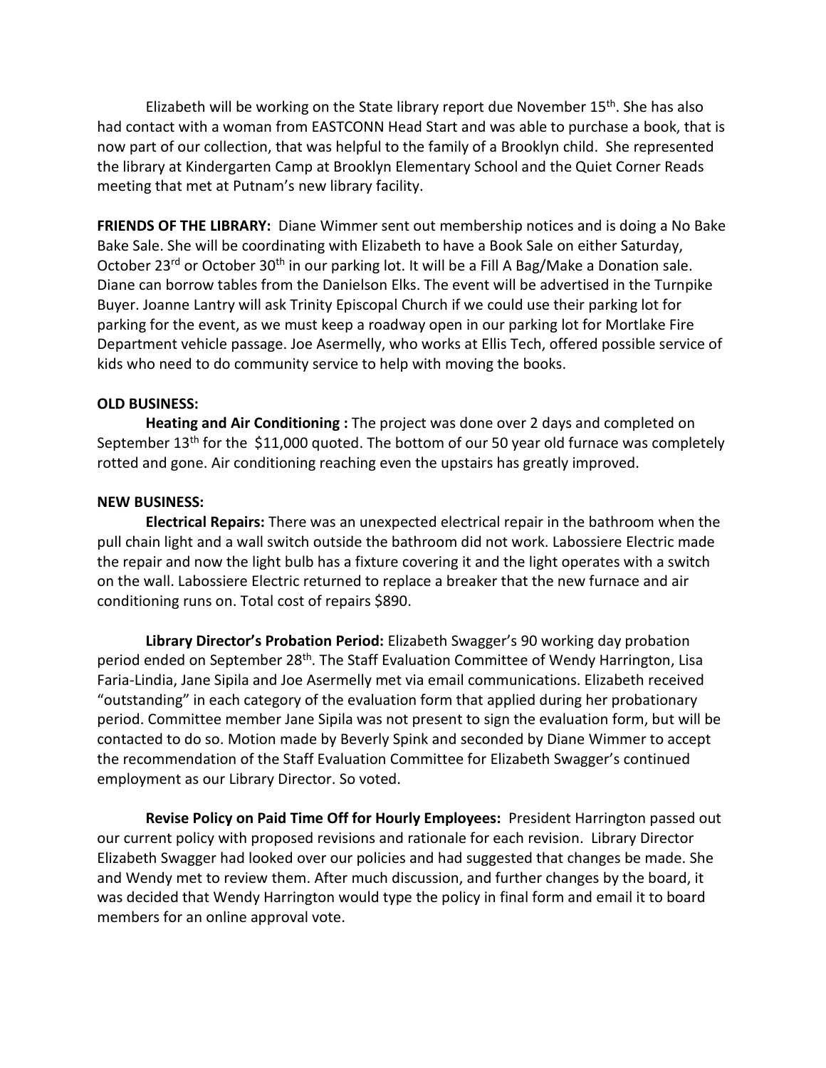Elizabeth will be working on the State library report due November 15th. She has also had contact with a woman from EASTCONN Head Start and was able to purchase a book, that is now part of our collection, that was helpful to the family of a Brooklyn child. She represented the library at Kindergarten Camp at Brooklyn Elementary School and the Quiet Corner Reads meeting that met at Putnam's new library facility.

**FRIENDS OF THE LIBRARY:** Diane Wimmer sent out membership notices and is doing a No Bake Bake Sale. She will be coordinating with Elizabeth to have a Book Sale on either Saturday, October 23rd or October 30th in our parking lot. It will be a Fill A Bag/Make a Donation sale. Diane can borrow tables from the Danielson Elks. The event will be advertised in the Turnpike Buyer. Joanne Lantry will ask Trinity Episcopal Church if we could use their parking lot for parking for the event, as we must keep a roadway open in our parking lot for Mortlake Fire Department vehicle passage. Joe Asermelly, who works at Ellis Tech, offered possible service of kids who need to do community service to help with moving the books.

**OLD BUSINESS:**

**Heating and Air Conditioning :** The project was done over 2 days and completed on September 13th for the $11,000 quoted. The bottom of our 50 year old furnace was completely rotted and gone. Air conditioning reaching even the upstairs has greatly improved.

**NEW BUSINESS:**

**Electrical Repairs:** There was an unexpected electrical repair in the bathroom when the pull chain light and a wall switch outside the bathroom did not work. Labossiere Electric made the repair and now the light bulb has a fixture covering it and the light operates with a switch on the wall. Labossiere Electric returned to replace a breaker that the new furnace and air conditioning runs on. Total cost of repairs $890.

**Library Director's Probation Period:** Elizabeth Swagger's 90 working day probation period ended on September 28th. The Staff Evaluation Committee of Wendy Harrington, Lisa Faria-Lindia, Jane Sipila and Joe Asermelly met via email communications. Elizabeth received "outstanding" in each category of the evaluation form that applied during her probationary period. Committee member Jane Sipila was not present to sign the evaluation form, but will be contacted to do so. Motion made by Beverly Spink and seconded by Diane Wimmer to accept the recommendation of the Staff Evaluation Committee for Elizabeth Swagger's continued employment as our Library Director. So voted.

**Revise Policy on Paid Time Off for Hourly Employees:** President Harrington passed out our current policy with proposed revisions and rationale for each revision. Library Director Elizabeth Swagger had looked over our policies and had suggested that changes be made. She and Wendy met to review them. After much discussion, and further changes by the board, it was decided that Wendy Harrington would type the policy in final form and email it to board members for an online approval vote.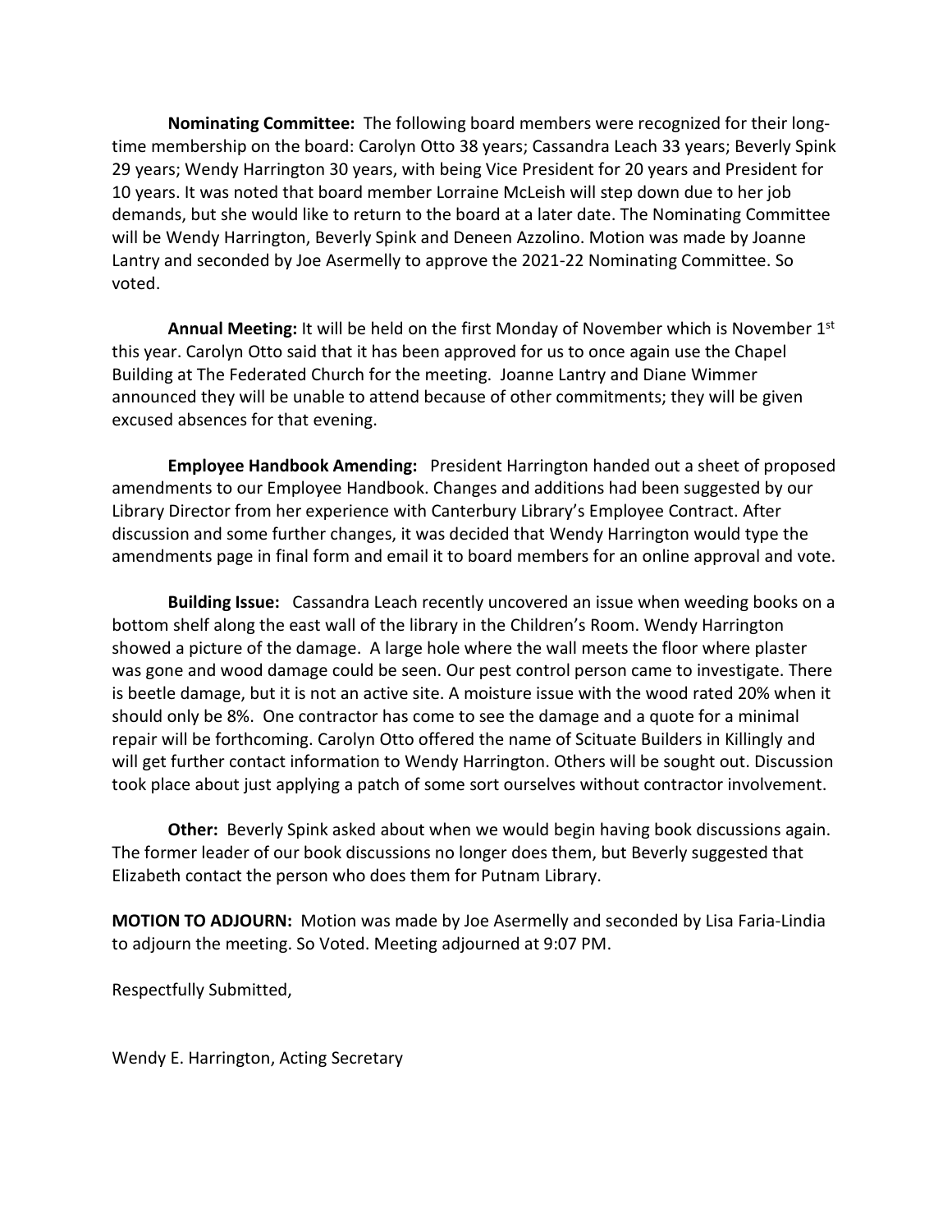**Nominating Committee:** The following board members were recognized for their long-time membership on the board: Carolyn Otto 38 years; Cassandra Leach 33 years; Beverly Spink 29 years; Wendy Harrington 30 years, with being Vice President for 20 years and President for 10 years. It was noted that board member Lorraine McLeish will step down due to her job demands, but she would like to return to the board at a later date. The Nominating Committee will be Wendy Harrington, Beverly Spink and Deneen Azzolino. Motion was made by Joanne Lantry and seconded by Joe Asermelly to approve the 2021-22 Nominating Committee. So voted.

**Annual Meeting:** It will be held on the first Monday of November which is November 1st this year. Carolyn Otto said that it has been approved for us to once again use the Chapel Building at The Federated Church for the meeting. Joanne Lantry and Diane Wimmer announced they will be unable to attend because of other commitments; they will be given excused absences for that evening.

**Employee Handbook Amending:** President Harrington handed out a sheet of proposed amendments to our Employee Handbook. Changes and additions had been suggested by our Library Director from her experience with Canterbury Library's Employee Contract. After discussion and some further changes, it was decided that Wendy Harrington would type the amendments page in final form and email it to board members for an online approval and vote.

**Building Issue:** Cassandra Leach recently uncovered an issue when weeding books on a bottom shelf along the east wall of the library in the Children's Room. Wendy Harrington showed a picture of the damage. A large hole where the wall meets the floor where plaster was gone and wood damage could be seen. Our pest control person came to investigate. There is beetle damage, but it is not an active site. A moisture issue with the wood rated 20% when it should only be 8%. One contractor has come to see the damage and a quote for a minimal repair will be forthcoming. Carolyn Otto offered the name of Scituate Builders in Killingly and will get further contact information to Wendy Harrington. Others will be sought out. Discussion took place about just applying a patch of some sort ourselves without contractor involvement.

**Other:** Beverly Spink asked about when we would begin having book discussions again. The former leader of our book discussions no longer does them, but Beverly suggested that Elizabeth contact the person who does them for Putnam Library.

**MOTION TO ADJOURN:** Motion was made by Joe Asermelly and seconded by Lisa Faria-Lindia to adjourn the meeting. So Voted. Meeting adjourned at 9:07 PM.

Respectfully Submitted,

Wendy E. Harrington, Acting Secretary